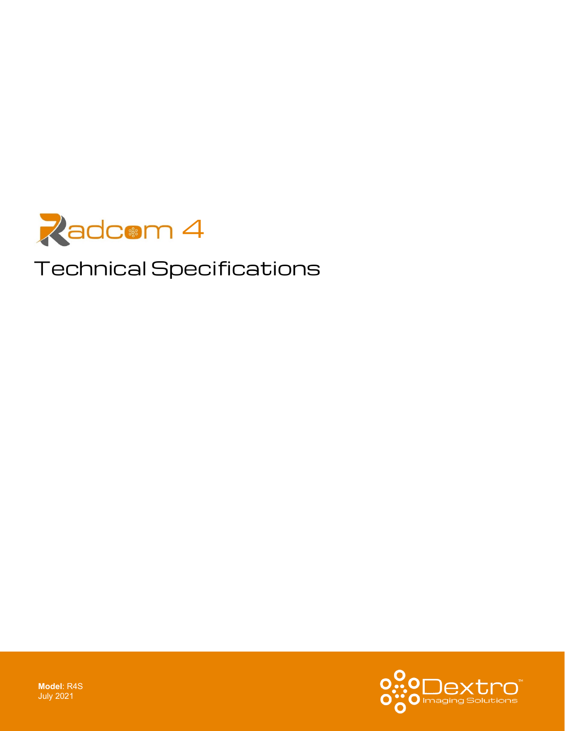# Radcom 4

## Technical Specifications

**Model**: R4S
July 2021

Dextro™
Imaging Solutions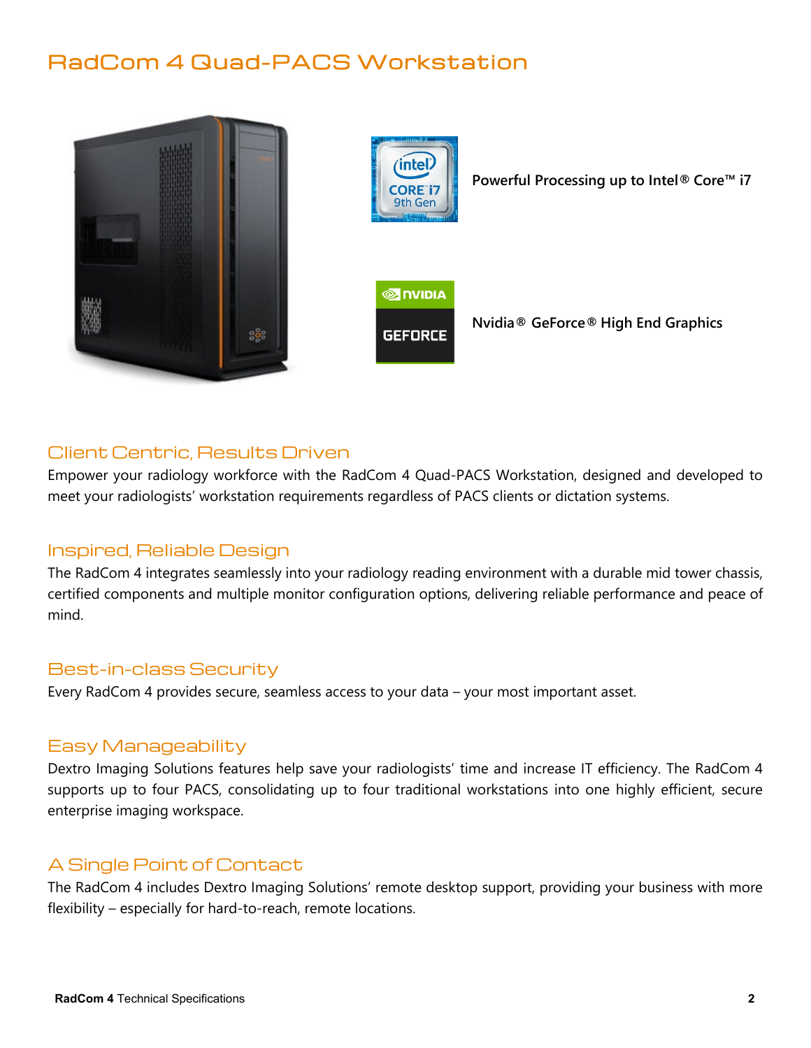# RadCom 4 Quad-PACS Workstation

Powerful Processing up to Intel® Core™ i7

Nvidia® GeForce® High End Graphics

## Client Centric, Results Driven

Empower your radiology workforce with the RadCom 4 Quad-PACS Workstation, designed and developed to meet your radiologists' workstation requirements regardless of PACS clients or dictation systems.

## Inspired, Reliable Design

The RadCom 4 integrates seamlessly into your radiology reading environment with a durable mid tower chassis, certified components and multiple monitor configuration options, delivering reliable performance and peace of mind.

## Best-in-class Security

Every RadCom 4 provides secure, seamless access to your data – your most important asset.

## Easy Manageability

Dextro Imaging Solutions features help save your radiologists' time and increase IT efficiency. The RadCom 4 supports up to four PACS, consolidating up to four traditional workstations into one highly efficient, secure enterprise imaging workspace.

## A Single Point of Contact

The RadCom 4 includes Dextro Imaging Solutions' remote desktop support, providing your business with more flexibility – especially for hard-to-reach, remote locations.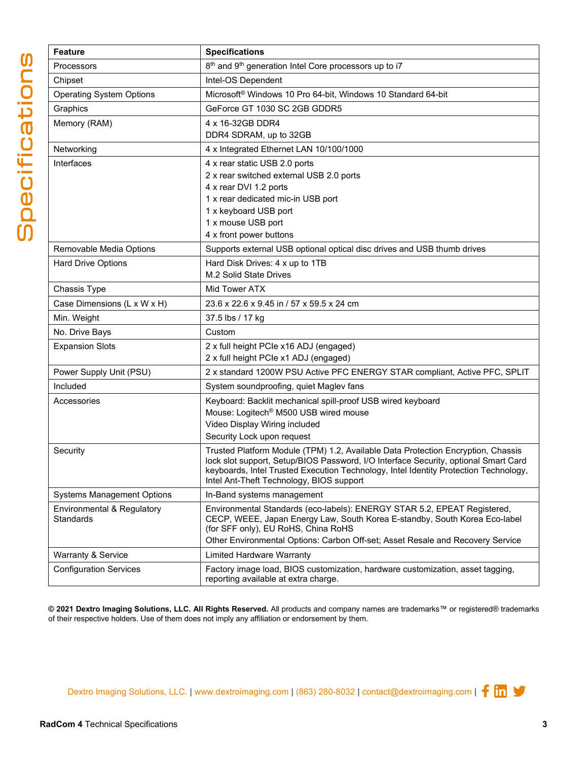# Specifications

| Feature | Specifications |
|---|---|
| Processors | 8th and 9th generation Intel Core processors up to i7 |
| Chipset | Intel-OS Dependent |
| Operating System Options | Microsoft® Windows 10 Pro 64-bit, Windows 10 Standard 64-bit |
| Graphics | GeForce GT 1030 SC 2GB GDDR5 |
| Memory (RAM) | 4 x 16-32GB DDR4<br>DDR4 SDRAM, up to 32GB |
| Networking | 4 x Integrated Ethernet LAN 10/100/1000 |
| Interfaces | 4 x rear static USB 2.0 ports<br>2 x rear switched external USB 2.0 ports<br>4 x rear DVI 1.2 ports<br>1 x rear dedicated mic-in USB port<br>1 x keyboard USB port<br>1 x mouse USB port<br>4 x front power buttons |
| Removable Media Options | Supports external USB optional optical disc drives and USB thumb drives |
| Hard Drive Options | Hard Disk Drives: 4 x up to 1TB<br>M.2 Solid State Drives |
| Chassis Type | Mid Tower ATX |
| Case Dimensions (L x W x H) | 23.6 x 22.6 x 9.45 in / 57 x 59.5 x 24 cm |
| Min. Weight | 37.5 lbs / 17 kg |
| No. Drive Bays | Custom |
| Expansion Slots | 2 x full height PCIe x16 ADJ (engaged)<br>2 x full height PCIe x1 ADJ (engaged) |
| Power Supply Unit (PSU) | 2 x standard 1200W PSU Active PFC ENERGY STAR compliant, Active PFC, SPLIT |
| Included | System soundproofing, quiet Maglev fans |
| Accessories | Keyboard: Backlit mechanical spill-proof USB wired keyboard<br>Mouse: Logitech® M500 USB wired mouse<br>Video Display Wiring included<br>Security Lock upon request |
| Security | Trusted Platform Module (TPM) 1.2, Available Data Protection Encryption, Chassis lock slot support, Setup/BIOS Password, I/O Interface Security, optional Smart Card keyboards, Intel Trusted Execution Technology, Intel Identity Protection Technology, Intel Ant-Theft Technology, BIOS support |
| Systems Management Options | In-Band systems management |
| Environmental & Regulatory Standards | Environmental Standards (eco-labels): ENERGY STAR 5.2, EPEAT Registered, CECP, WEEE, Japan Energy Law, South Korea E-standby, South Korea Eco-label (for SFF only), EU RoHS, China RoHS<br>Other Environmental Options: Carbon Off-set; Asset Resale and Recovery Service |
| Warranty & Service | Limited Hardware Warranty |
| Configuration Services | Factory image load, BIOS customization, hardware customization, asset tagging, reporting available at extra charge. |

**© 2021 Dextro Imaging Solutions, LLC. All Rights Reserved.** All products and company names are trademarks™ or registered® trademarks of their respective holders. Use of them does not imply any affiliation or endorsement by them.

Dextro Imaging Solutions, LLC. | www.dextroimaging.com | (863) 280-8032 | contact@dextroimaging.com |